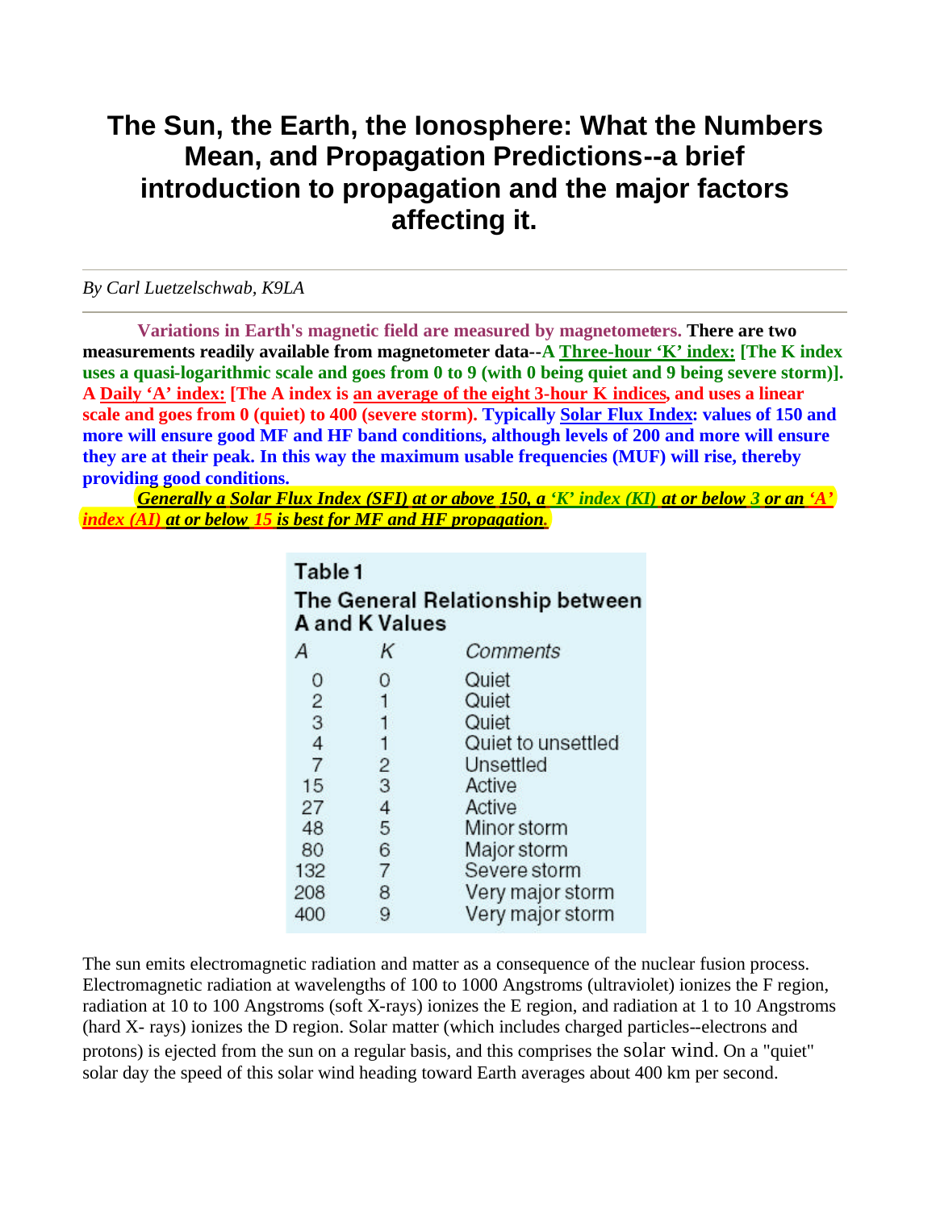# The Sun, the Earth, the Ionosphere: What the Numbers Mean, and Propagation Predictions--a brief introduction to propagation and the major factors affecting it.

*By Carl Luetzelschwab, K9LA*

**Variations in Earth's magnetic field are measured by magnetometers. There are two measurements readily available from magnetometer data--A Three-hour 'K' index: [The K index uses a quasi-logarithmic scale and goes from 0 to 9 (with 0 being quiet and 9 being severe storm)]. A Daily 'A' index: [The A index is an average of the eight 3-hour K indices, and uses a linear scale and goes from 0 (quiet) to 400 (severe storm). Typically Solar Flux Index: values of 150 and more will ensure good MF and HF band conditions, although levels of 200 and more will ensure they are at their peak. In this way the maximum usable frequencies (MUF) will rise, thereby providing good conditions.**

***Generally a Solar Flux Index (SFI) at or above 150, a 'K' index (KI) at or below 3 or an 'A' index (AI) at or below 15 is best for MF and HF propagation.***

**Table 1**
**The General Relationship between A and K Values**

| *A* | *K* | *Comments* |
|---|---|---|
| 0 | 0 | Quiet |
| 2 | 1 | Quiet |
| 3 | 1 | Quiet |
| 4 | 1 | Quiet to unsettled |
| 7 | 2 | Unsettled |
| 15 | 3 | Active |
| 27 | 4 | Active |
| 48 | 5 | Minor storm |
| 80 | 6 | Major storm |
| 132 | 7 | Severe storm |
| 208 | 8 | Very major storm |
| 400 | 9 | Very major storm |

The sun emits electromagnetic radiation and matter as a consequence of the nuclear fusion process. Electromagnetic radiation at wavelengths of 100 to 1000 Angstroms (ultraviolet) ionizes the F region, radiation at 10 to 100 Angstroms (soft X-rays) ionizes the E region, and radiation at 1 to 10 Angstroms (hard X- rays) ionizes the D region. Solar matter (which includes charged particles--electrons and protons) is ejected from the sun on a regular basis, and this comprises the solar wind. On a "quiet" solar day the speed of this solar wind heading toward Earth averages about 400 km per second.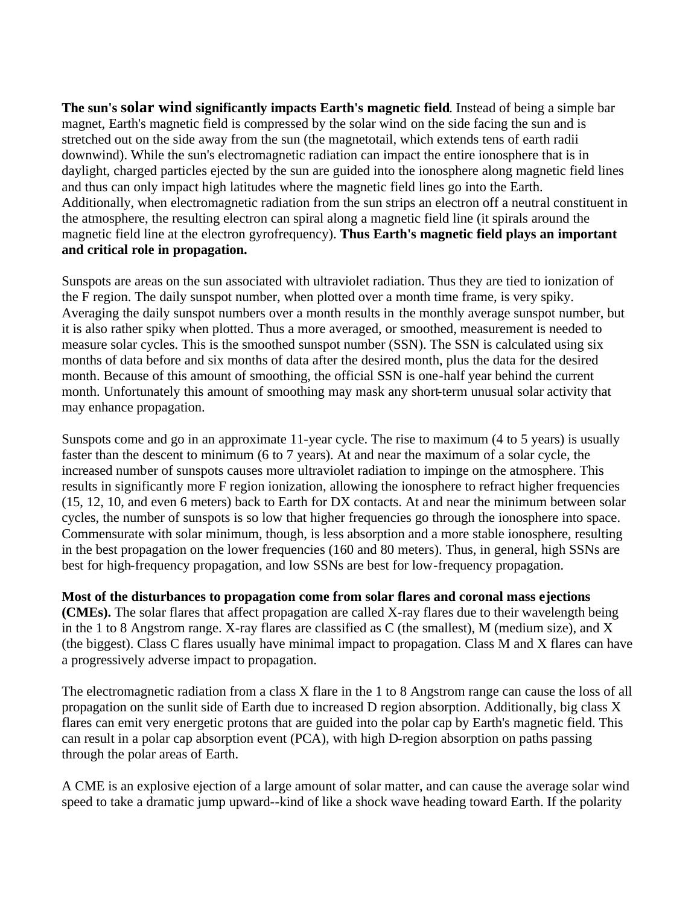**The sun's solar wind significantly impacts Earth's magnetic field**. Instead of being a simple bar magnet, Earth's magnetic field is compressed by the solar wind on the side facing the sun and is stretched out on the side away from the sun (the magnetotail, which extends tens of earth radii downwind). While the sun's electromagnetic radiation can impact the entire ionosphere that is in daylight, charged particles ejected by the sun are guided into the ionosphere along magnetic field lines and thus can only impact high latitudes where the magnetic field lines go into the Earth. Additionally, when electromagnetic radiation from the sun strips an electron off a neutral constituent in the atmosphere, the resulting electron can spiral along a magnetic field line (it spirals around the magnetic field line at the electron gyrofrequency). **Thus Earth's magnetic field plays an important and critical role in propagation.**

Sunspots are areas on the sun associated with ultraviolet radiation. Thus they are tied to ionization of the F region. The daily sunspot number, when plotted over a month time frame, is very spiky. Averaging the daily sunspot numbers over a month results in the monthly average sunspot number, but it is also rather spiky when plotted. Thus a more averaged, or smoothed, measurement is needed to measure solar cycles. This is the smoothed sunspot number (SSN). The SSN is calculated using six months of data before and six months of data after the desired month, plus the data for the desired month. Because of this amount of smoothing, the official SSN is one-half year behind the current month. Unfortunately this amount of smoothing may mask any short-term unusual solar activity that may enhance propagation.

Sunspots come and go in an approximate 11-year cycle. The rise to maximum (4 to 5 years) is usually faster than the descent to minimum (6 to 7 years). At and near the maximum of a solar cycle, the increased number of sunspots causes more ultraviolet radiation to impinge on the atmosphere. This results in significantly more F region ionization, allowing the ionosphere to refract higher frequencies (15, 12, 10, and even 6 meters) back to Earth for DX contacts. At and near the minimum between solar cycles, the number of sunspots is so low that higher frequencies go through the ionosphere into space. Commensurate with solar minimum, though, is less absorption and a more stable ionosphere, resulting in the best propagation on the lower frequencies (160 and 80 meters). Thus, in general, high SSNs are best for high-frequency propagation, and low SSNs are best for low-frequency propagation.

**Most of the disturbances to propagation come from solar flares and coronal mass ejections (CMEs).** The solar flares that affect propagation are called X-ray flares due to their wavelength being in the 1 to 8 Angstrom range. X-ray flares are classified as C (the smallest), M (medium size), and X (the biggest). Class C flares usually have minimal impact to propagation. Class M and X flares can have a progressively adverse impact to propagation.

The electromagnetic radiation from a class X flare in the 1 to 8 Angstrom range can cause the loss of all propagation on the sunlit side of Earth due to increased D region absorption. Additionally, big class X flares can emit very energetic protons that are guided into the polar cap by Earth's magnetic field. This can result in a polar cap absorption event (PCA), with high D-region absorption on paths passing through the polar areas of Earth.

A CME is an explosive ejection of a large amount of solar matter, and can cause the average solar wind speed to take a dramatic jump upward--kind of like a shock wave heading toward Earth. If the polarity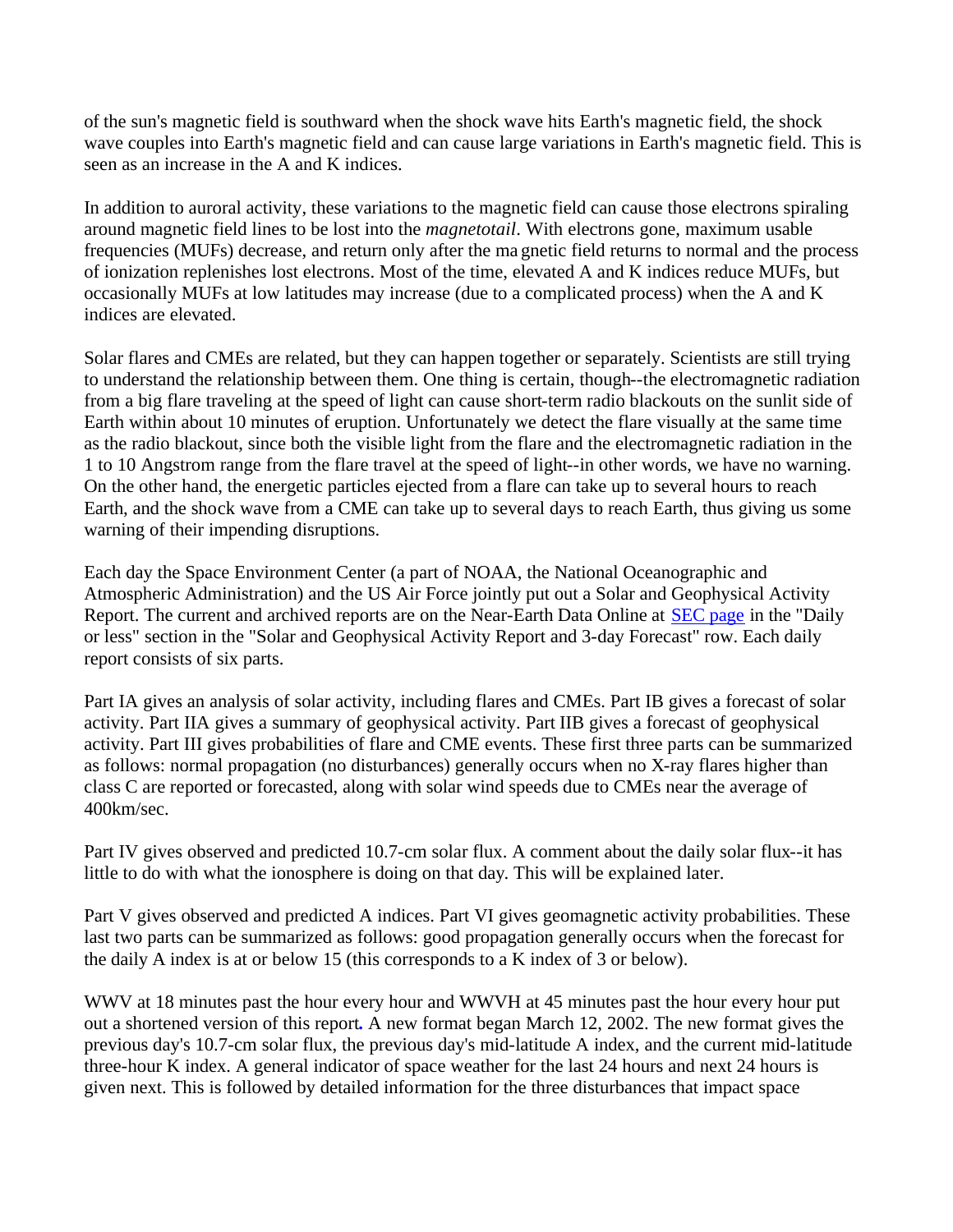of the sun's magnetic field is southward when the shock wave hits Earth's magnetic field, the shock wave couples into Earth's magnetic field and can cause large variations in Earth's magnetic field. This is seen as an increase in the A and K indices.

In addition to auroral activity, these variations to the magnetic field can cause those electrons spiraling around magnetic field lines to be lost into the *magnetotail*. With electrons gone, maximum usable frequencies (MUFs) decrease, and return only after the ma gnetic field returns to normal and the process of ionization replenishes lost electrons. Most of the time, elevated A and K indices reduce MUFs, but occasionally MUFs at low latitudes may increase (due to a complicated process) when the A and K indices are elevated.

Solar flares and CMEs are related, but they can happen together or separately. Scientists are still trying to understand the relationship between them. One thing is certain, though--the electromagnetic radiation from a big flare traveling at the speed of light can cause short-term radio blackouts on the sunlit side of Earth within about 10 minutes of eruption. Unfortunately we detect the flare visually at the same time as the radio blackout, since both the visible light from the flare and the electromagnetic radiation in the 1 to 10 Angstrom range from the flare travel at the speed of light--in other words, we have no warning. On the other hand, the energetic particles ejected from a flare can take up to several hours to reach Earth, and the shock wave from a CME can take up to several days to reach Earth, thus giving us some warning of their impending disruptions.

Each day the Space Environment Center (a part of NOAA, the National Oceanographic and Atmospheric Administration) and the US Air Force jointly put out a Solar and Geophysical Activity Report. The current and archived reports are on the Near-Earth Data Online at SEC page in the "Daily or less" section in the "Solar and Geophysical Activity Report and 3-day Forecast" row. Each daily report consists of six parts.

Part IA gives an analysis of solar activity, including flares and CMEs. Part IB gives a forecast of solar activity. Part IIA gives a summary of geophysical activity. Part IIB gives a forecast of geophysical activity. Part III gives probabilities of flare and CME events. These first three parts can be summarized as follows: normal propagation (no disturbances) generally occurs when no X-ray flares higher than class C are reported or forecasted, along with solar wind speeds due to CMEs near the average of 400km/sec.

Part IV gives observed and predicted 10.7-cm solar flux. A comment about the daily solar flux--it has little to do with what the ionosphere is doing on that day. This will be explained later.

Part V gives observed and predicted A indices. Part VI gives geomagnetic activity probabilities. These last two parts can be summarized as follows: good propagation generally occurs when the forecast for the daily A index is at or below 15 (this corresponds to a K index of 3 or below).

WWV at 18 minutes past the hour every hour and WWVH at 45 minutes past the hour every hour put out a shortened version of this report. A new format began March 12, 2002. The new format gives the previous day's 10.7-cm solar flux, the previous day's mid-latitude A index, and the current mid-latitude three-hour K index. A general indicator of space weather for the last 24 hours and next 24 hours is given next. This is followed by detailed information for the three disturbances that impact space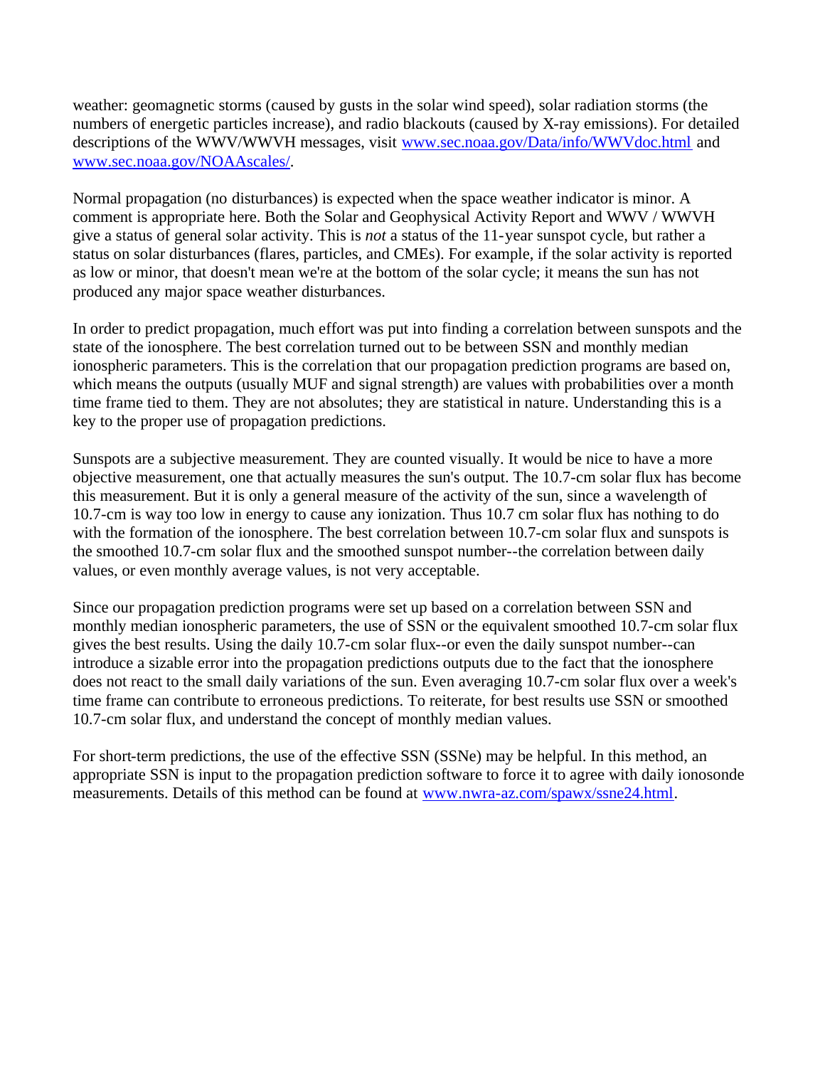weather: geomagnetic storms (caused by gusts in the solar wind speed), solar radiation storms (the numbers of energetic particles increase), and radio blackouts (caused by X-ray emissions). For detailed descriptions of the WWV/WWVH messages, visit www.sec.noaa.gov/Data/info/WWVdoc.html and www.sec.noaa.gov/NOAAscales/.

Normal propagation (no disturbances) is expected when the space weather indicator is minor. A comment is appropriate here. Both the Solar and Geophysical Activity Report and WWV / WWVH give a status of general solar activity. This is *not* a status of the 11-year sunspot cycle, but rather a status on solar disturbances (flares, particles, and CMEs). For example, if the solar activity is reported as low or minor, that doesn't mean we're at the bottom of the solar cycle; it means the sun has not produced any major space weather disturbances.

In order to predict propagation, much effort was put into finding a correlation between sunspots and the state of the ionosphere. The best correlation turned out to be between SSN and monthly median ionospheric parameters. This is the correlation that our propagation prediction programs are based on, which means the outputs (usually MUF and signal strength) are values with probabilities over a month time frame tied to them. They are not absolutes; they are statistical in nature. Understanding this is a key to the proper use of propagation predictions.

Sunspots are a subjective measurement. They are counted visually. It would be nice to have a more objective measurement, one that actually measures the sun's output. The 10.7-cm solar flux has become this measurement. But it is only a general measure of the activity of the sun, since a wavelength of 10.7-cm is way too low in energy to cause any ionization. Thus 10.7 cm solar flux has nothing to do with the formation of the ionosphere. The best correlation between 10.7-cm solar flux and sunspots is the smoothed 10.7-cm solar flux and the smoothed sunspot number--the correlation between daily values, or even monthly average values, is not very acceptable.

Since our propagation prediction programs were set up based on a correlation between SSN and monthly median ionospheric parameters, the use of SSN or the equivalent smoothed 10.7-cm solar flux gives the best results. Using the daily 10.7-cm solar flux--or even the daily sunspot number--can introduce a sizable error into the propagation predictions outputs due to the fact that the ionosphere does not react to the small daily variations of the sun. Even averaging 10.7-cm solar flux over a week's time frame can contribute to erroneous predictions. To reiterate, for best results use SSN or smoothed 10.7-cm solar flux, and understand the concept of monthly median values.

For short-term predictions, the use of the effective SSN (SSNe) may be helpful. In this method, an appropriate SSN is input to the propagation prediction software to force it to agree with daily ionosonde measurements. Details of this method can be found at www.nwra-az.com/spawx/ssne24.html.